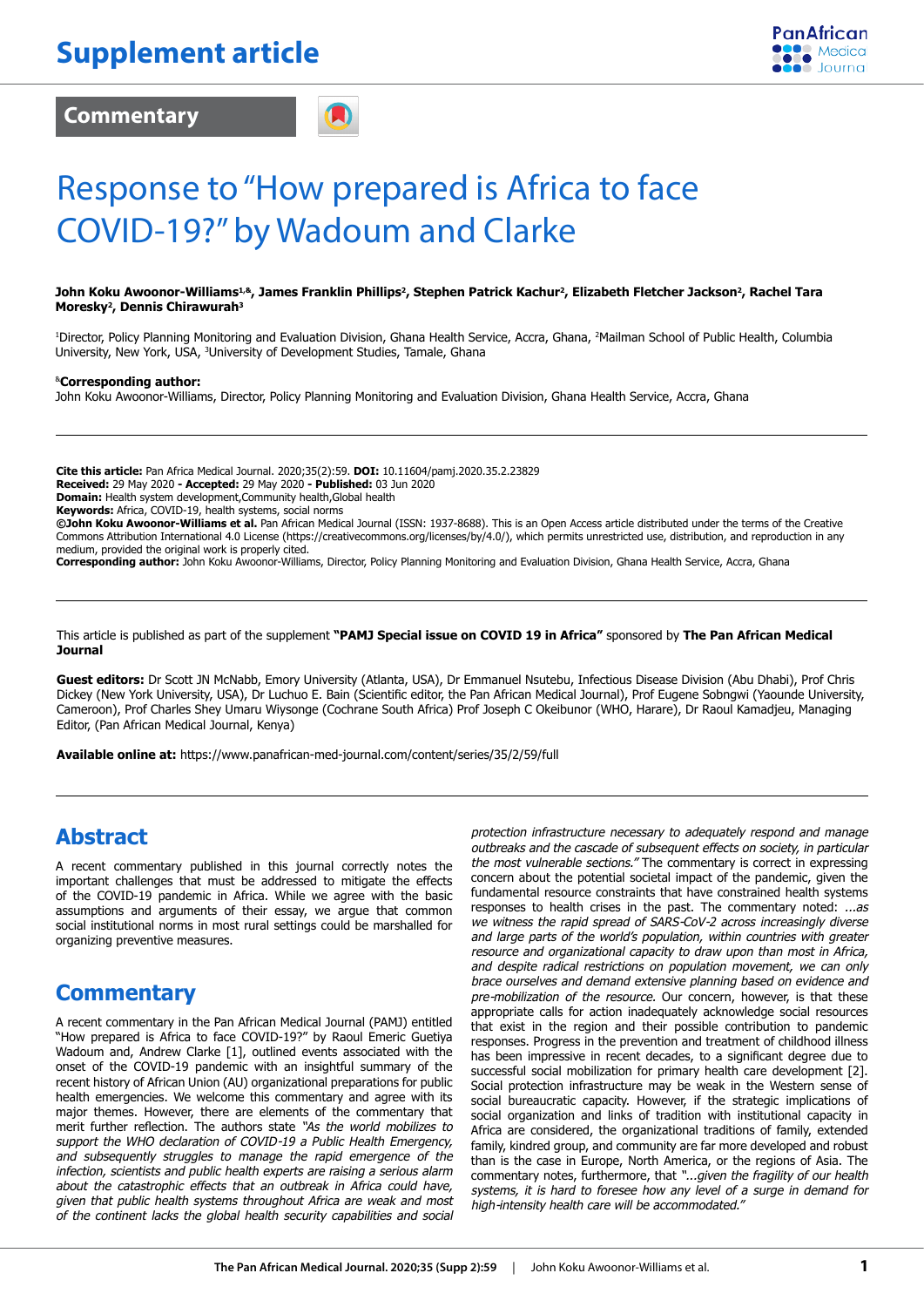# Supplement article

## Commentary

# Response to "How prepared is Africa to face COVID-19?" by Wadoum and Clarke

**John Koku Awoonor-Williams[1,&], James Franklin Phillips[2], Stephen Patrick Kachur[2], Elizabeth Fletcher Jackson[2], Rachel Tara Moresky[2], Dennis Chirawurah[3]**

[1]Director, Policy Planning Monitoring and Evaluation Division, Ghana Health Service, Accra, Ghana, [2]Mailman School of Public Health, Columbia University, New York, USA, [3]University of Development Studies, Tamale, Ghana

[&]**Corresponding author:**
John Koku Awoonor-Williams, Director, Policy Planning Monitoring and Evaluation Division, Ghana Health Service, Accra, Ghana

**Cite this article:** Pan Africa Medical Journal. 2020;35(2):59. **DOI:** 10.11604/pamj.2020.35.2.23829
**Received:** 29 May 2020 **- Accepted:** 29 May 2020 **- Published:** 03 Jun 2020
**Domain:** Health system development,Community health,Global health
**Keywords:** Africa, COVID-19, health systems, social norms
**©John Koku Awoonor-Williams et al.** Pan African Medical Journal (ISSN: 1937-8688). This is an Open Access article distributed under the terms of the Creative Commons Attribution International 4.0 License (https://creativecommons.org/licenses/by/4.0/), which permits unrestricted use, distribution, and reproduction in any medium, provided the original work is properly cited.
**Corresponding author:** John Koku Awoonor-Williams, Director, Policy Planning Monitoring and Evaluation Division, Ghana Health Service, Accra, Ghana

This article is published as part of the supplement **"PAMJ Special issue on COVID 19 in Africa"** sponsored by **The Pan African Medical Journal**

**Guest editors:** Dr Scott JN McNabb, Emory University (Atlanta, USA), Dr Emmanuel Nsutebu, Infectious Disease Division (Abu Dhabi), Prof Chris Dickey (New York University, USA), Dr Luchuo E. Bain (Scientific editor, the Pan African Medical Journal), Prof Eugene Sobngwi (Yaounde University, Cameroon), Prof Charles Shey Umaru Wiysonge (Cochrane South Africa) Prof Joseph C Okeibunor (WHO, Harare), Dr Raoul Kamadjeu, Managing Editor, (Pan African Medical Journal, Kenya)

**Available online at:** https://www.panafrican-med-journal.com/content/series/35/2/59/full

## Abstract

A recent commentary published in this journal correctly notes the important challenges that must be addressed to mitigate the effects of the COVID-19 pandemic in Africa. While we agree with the basic assumptions and arguments of their essay, we argue that common social institutional norms in most rural settings could be marshalled for organizing preventive measures.

## Commentary

A recent commentary in the Pan African Medical Journal (PAMJ) entitled "How prepared is Africa to face COVID-19?" by Raoul Emeric Guetiya Wadoum and, Andrew Clarke [1], outlined events associated with the onset of the COVID-19 pandemic with an insightful summary of the recent history of African Union (AU) organizational preparations for public health emergencies. We welcome this commentary and agree with its major themes. However, there are elements of the commentary that merit further reflection. The authors state *"As the world mobilizes to support the WHO declaration of COVID-19 a Public Health Emergency, and subsequently struggles to manage the rapid emergence of the infection, scientists and public health experts are raising a serious alarm about the catastrophic effects that an outbreak in Africa could have, given that public health systems throughout Africa are weak and most of the continent lacks the global health security capabilities and social protection infrastructure necessary to adequately respond and manage outbreaks and the cascade of subsequent effects on society, in particular the most vulnerable sections."* The commentary is correct in expressing concern about the potential societal impact of the pandemic, given the fundamental resource constraints that have constrained health systems responses to health crises in the past. The commentary noted: *...as we witness the rapid spread of SARS-CoV-2 across increasingly diverse and large parts of the world's population, within countries with greater resource and organizational capacity to draw upon than most in Africa, and despite radical restrictions on population movement, we can only brace ourselves and demand extensive planning based on evidence and pre-mobilization of the resource.* Our concern, however, is that these appropriate calls for action inadequately acknowledge social resources that exist in the region and their possible contribution to pandemic responses. Progress in the prevention and treatment of childhood illness has been impressive in recent decades, to a significant degree due to successful social mobilization for primary health care development [2]. Social protection infrastructure may be weak in the Western sense of social bureaucratic capacity. However, if the strategic implications of social organization and links of tradition with institutional capacity in Africa are considered, the organizational traditions of family, extended family, kindred group, and community are far more developed and robust than is the case in Europe, North America, or the regions of Asia. The commentary notes, furthermore, that *"...given the fragility of our health systems, it is hard to foresee how any level of a surge in demand for high-intensity health care will be accommodated."*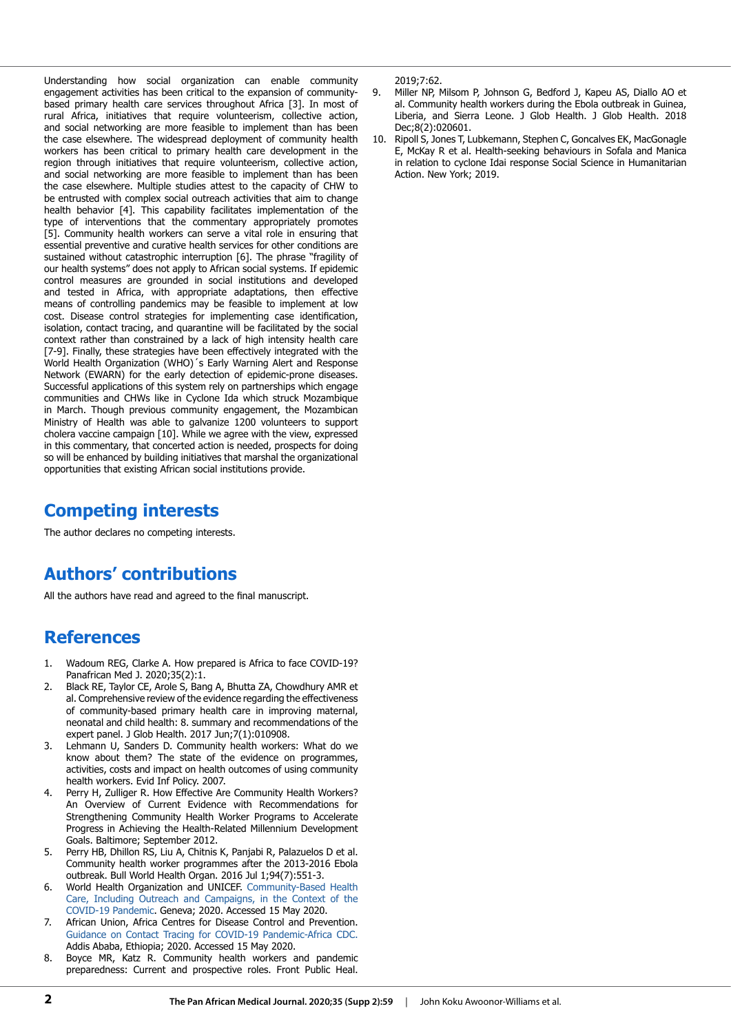Understanding how social organization can enable community engagement activities has been critical to the expansion of community-based primary health care services throughout Africa [3]. In most of rural Africa, initiatives that require volunteerism, collective action, and social networking are more feasible to implement than has been the case elsewhere. The widespread deployment of community health workers has been critical to primary health care development in the region through initiatives that require volunteerism, collective action, and social networking are more feasible to implement than has been the case elsewhere. Multiple studies attest to the capacity of CHW to be entrusted with complex social outreach activities that aim to change health behavior [4]. This capability facilitates implementation of the type of interventions that the commentary appropriately promotes [5]. Community health workers can serve a vital role in ensuring that essential preventive and curative health services for other conditions are sustained without catastrophic interruption [6]. The phrase "fragility of our health systems" does not apply to African social systems. If epidemic control measures are grounded in social institutions and developed and tested in Africa, with appropriate adaptations, then effective means of controlling pandemics may be feasible to implement at low cost. Disease control strategies for implementing case identification, isolation, contact tracing, and quarantine will be facilitated by the social context rather than constrained by a lack of high intensity health care [7-9]. Finally, these strategies have been effectively integrated with the World Health Organization (WHO)´s Early Warning Alert and Response Network (EWARN) for the early detection of epidemic-prone diseases. Successful applications of this system rely on partnerships which engage communities and CHWs like in Cyclone Ida which struck Mozambique in March. Though previous community engagement, the Mozambican Ministry of Health was able to galvanize 1200 volunteers to support cholera vaccine campaign [10]. While we agree with the view, expressed in this commentary, that concerted action is needed, prospects for doing so will be enhanced by building initiatives that marshal the organizational opportunities that existing African social institutions provide.

## Competing interests

The author declares no competing interests.

## Authors' contributions

All the authors have read and agreed to the final manuscript.

## References

1. Wadoum REG, Clarke A. How prepared is Africa to face COVID-19? Panafrican Med J. 2020;35(2):1.
2. Black RE, Taylor CE, Arole S, Bang A, Bhutta ZA, Chowdhury AMR et al. Comprehensive review of the evidence regarding the effectiveness of community-based primary health care in improving maternal, neonatal and child health: 8. summary and recommendations of the expert panel. J Glob Health. 2017 Jun;7(1):010908.
3. Lehmann U, Sanders D. Community health workers: What do we know about them? The state of the evidence on programmes, activities, costs and impact on health outcomes of using community health workers. Evid Inf Policy. 2007.
4. Perry H, Zulliger R. How Effective Are Community Health Workers? An Overview of Current Evidence with Recommendations for Strengthening Community Health Worker Programs to Accelerate Progress in Achieving the Health-Related Millennium Development Goals. Baltimore; September 2012.
5. Perry HB, Dhillon RS, Liu A, Chitnis K, Panjabi R, Palazuelos D et al. Community health worker programmes after the 2013-2016 Ebola outbreak. Bull World Health Organ. 2016 Jul 1;94(7):551-3.
6. World Health Organization and UNICEF. Community-Based Health Care, Including Outreach and Campaigns, in the Context of the COVID-19 Pandemic. Geneva; 2020. Accessed 15 May 2020.
7. African Union, Africa Centres for Disease Control and Prevention. Guidance on Contact Tracing for COVID-19 Pandemic-Africa CDC. Addis Ababa, Ethiopia; 2020. Accessed 15 May 2020.
8. Boyce MR, Katz R. Community health workers and pandemic preparedness: Current and prospective roles. Front Public Heal. 2019;7:62.
9. Miller NP, Milsom P, Johnson G, Bedford J, Kapeu AS, Diallo AO et al. Community health workers during the Ebola outbreak in Guinea, Liberia, and Sierra Leone. J Glob Health. J Glob Health. 2018 Dec;8(2):020601.
10. Ripoll S, Jones T, Lubkemann, Stephen C, Goncalves EK, MacGonagle E, McKay R et al. Health-seeking behaviours in Sofala and Manica in relation to cyclone Idai response Social Science in Humanitarian Action. New York; 2019.